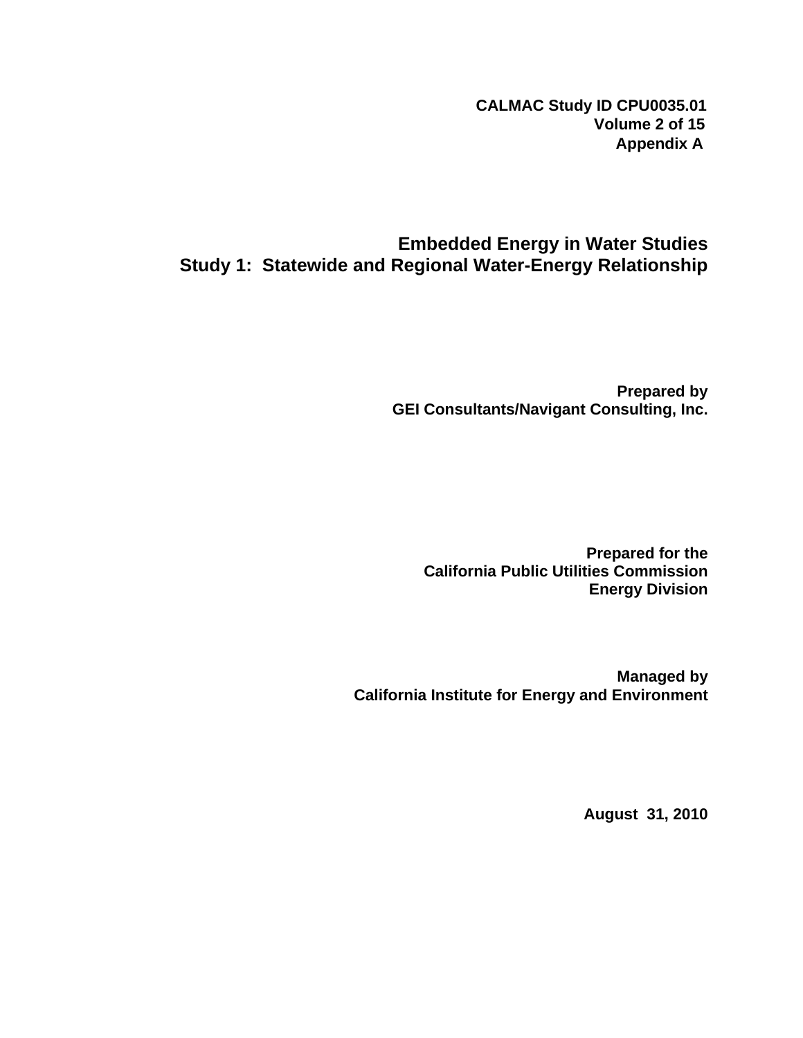**CALMAC Study ID CPU0035.01**
**Volume 2 of 15**
**Appendix A**

# Embedded Energy in Water Studies
# Study 1: Statewide and Regional Water-Energy Relationship

**Prepared by**
**GEI Consultants/Navigant Consulting, Inc.**

**Prepared for the**
**California Public Utilities Commission**
**Energy Division**

**Managed by**
**California Institute for Energy and Environment**

**August 31, 2010**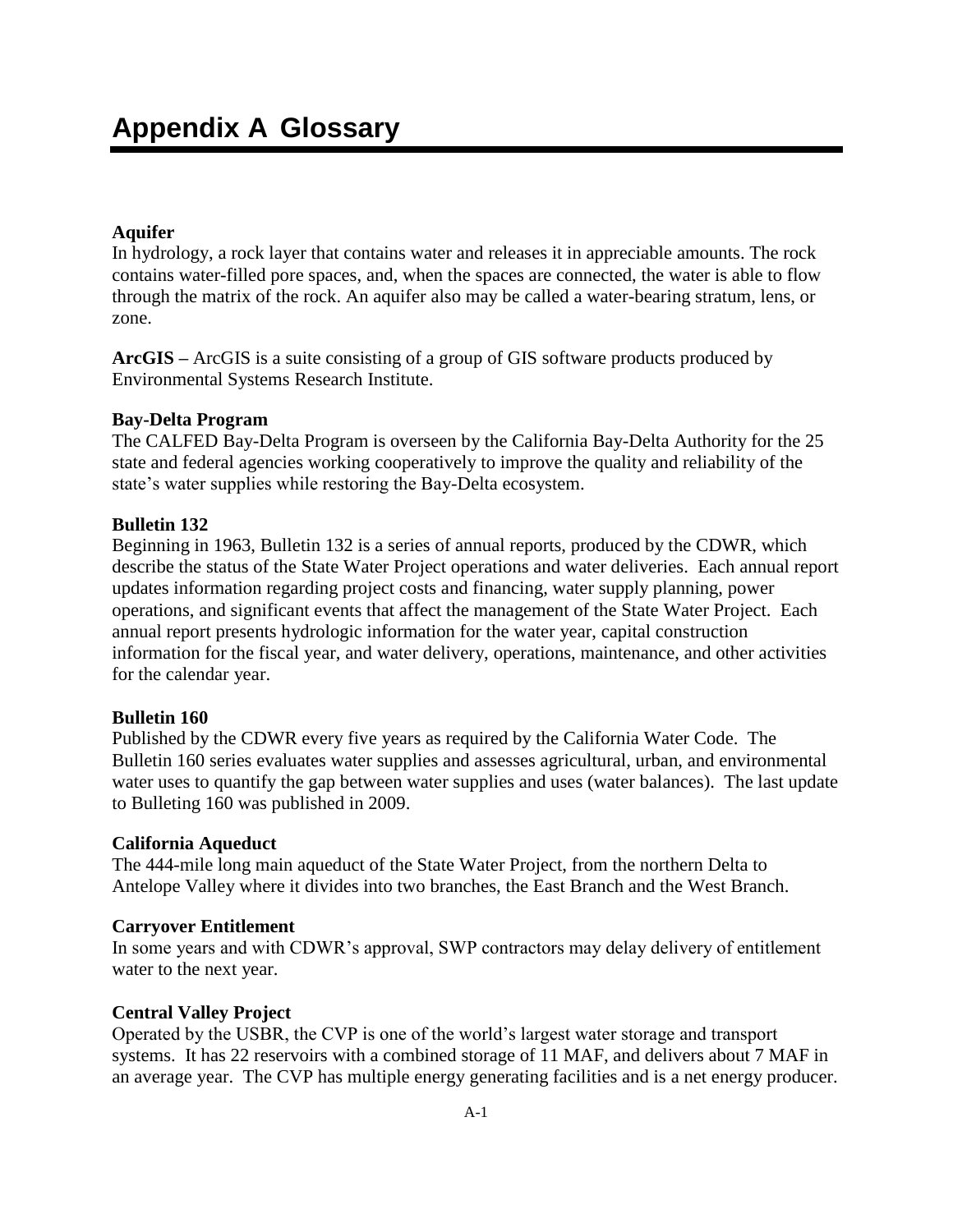# Appendix A Glossary

**Aquifer**
In hydrology, a rock layer that contains water and releases it in appreciable amounts. The rock contains water-filled pore spaces, and, when the spaces are connected, the water is able to flow through the matrix of the rock. An aquifer also may be called a water-bearing stratum, lens, or zone.

**ArcGIS –** ArcGIS is a suite consisting of a group of GIS software products produced by Environmental Systems Research Institute.

**Bay-Delta Program**
The CALFED Bay-Delta Program is overseen by the California Bay-Delta Authority for the 25 state and federal agencies working cooperatively to improve the quality and reliability of the state's water supplies while restoring the Bay-Delta ecosystem.

**Bulletin 132**
Beginning in 1963, Bulletin 132 is a series of annual reports, produced by the CDWR, which describe the status of the State Water Project operations and water deliveries. Each annual report updates information regarding project costs and financing, water supply planning, power operations, and significant events that affect the management of the State Water Project. Each annual report presents hydrologic information for the water year, capital construction information for the fiscal year, and water delivery, operations, maintenance, and other activities for the calendar year.

**Bulletin 160**
Published by the CDWR every five years as required by the California Water Code. The Bulletin 160 series evaluates water supplies and assesses agricultural, urban, and environmental water uses to quantify the gap between water supplies and uses (water balances). The last update to Bulleting 160 was published in 2009.

**California Aqueduct**
The 444-mile long main aqueduct of the State Water Project, from the northern Delta to Antelope Valley where it divides into two branches, the East Branch and the West Branch.

**Carryover Entitlement**
In some years and with CDWR's approval, SWP contractors may delay delivery of entitlement water to the next year.

**Central Valley Project**
Operated by the USBR, the CVP is one of the world's largest water storage and transport systems. It has 22 reservoirs with a combined storage of 11 MAF, and delivers about 7 MAF in an average year. The CVP has multiple energy generating facilities and is a net energy producer.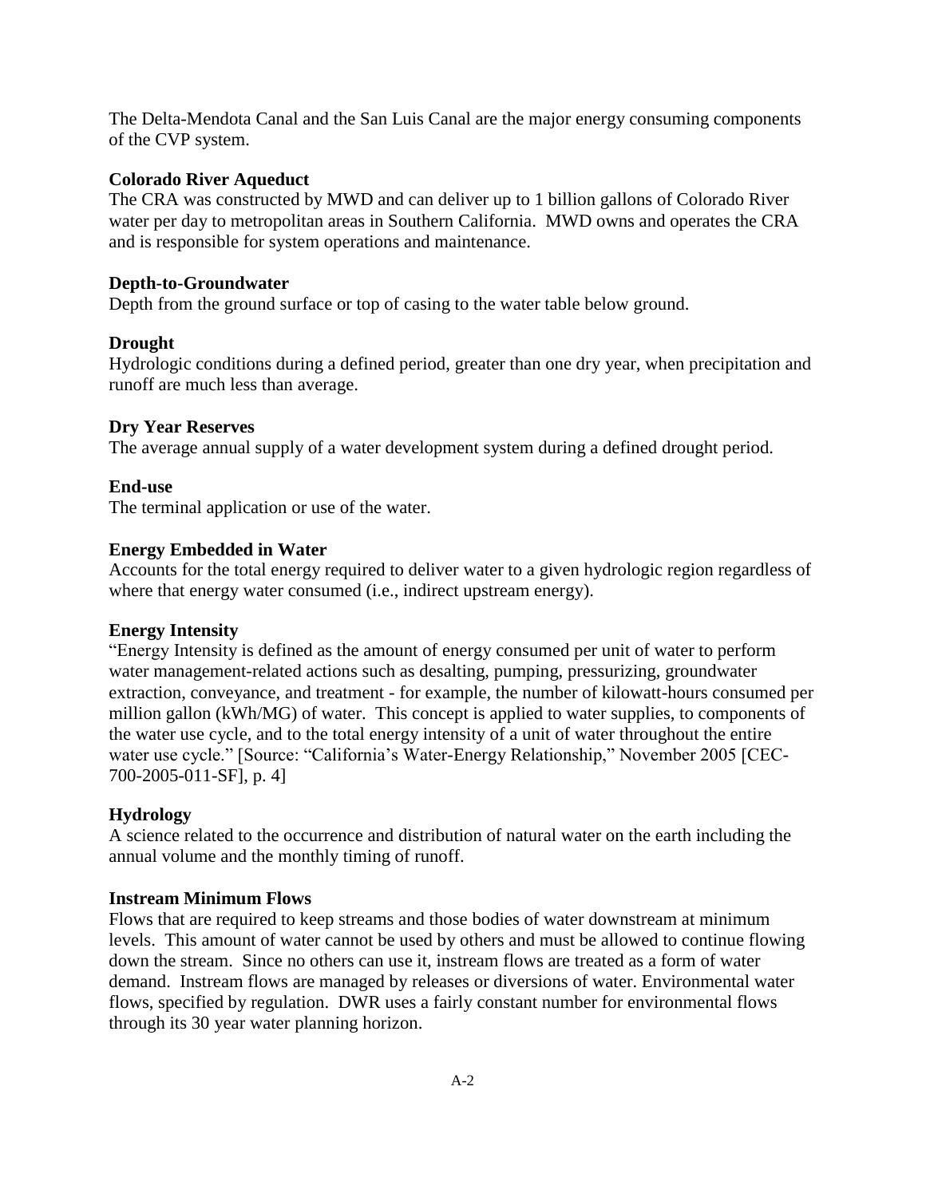The Delta-Mendota Canal and the San Luis Canal are the major energy consuming components of the CVP system.

**Colorado River Aqueduct**

The CRA was constructed by MWD and can deliver up to 1 billion gallons of Colorado River water per day to metropolitan areas in Southern California. MWD owns and operates the CRA and is responsible for system operations and maintenance.

**Depth-to-Groundwater**

Depth from the ground surface or top of casing to the water table below ground.

**Drought**

Hydrologic conditions during a defined period, greater than one dry year, when precipitation and runoff are much less than average.

**Dry Year Reserves**

The average annual supply of a water development system during a defined drought period.

**End-use**

The terminal application or use of the water.

**Energy Embedded in Water**

Accounts for the total energy required to deliver water to a given hydrologic region regardless of where that energy water consumed (i.e., indirect upstream energy).

**Energy Intensity**

"Energy Intensity is defined as the amount of energy consumed per unit of water to perform water management-related actions such as desalting, pumping, pressurizing, groundwater extraction, conveyance, and treatment - for example, the number of kilowatt-hours consumed per million gallon (kWh/MG) of water. This concept is applied to water supplies, to components of the water use cycle, and to the total energy intensity of a unit of water throughout the entire water use cycle." [Source: "California's Water-Energy Relationship," November 2005 [CEC-700-2005-011-SF], p. 4]

**Hydrology**

A science related to the occurrence and distribution of natural water on the earth including the annual volume and the monthly timing of runoff.

**Instream Minimum Flows**

Flows that are required to keep streams and those bodies of water downstream at minimum levels. This amount of water cannot be used by others and must be allowed to continue flowing down the stream. Since no others can use it, instream flows are treated as a form of water demand. Instream flows are managed by releases or diversions of water. Environmental water flows, specified by regulation. DWR uses a fairly constant number for environmental flows through its 30 year water planning horizon.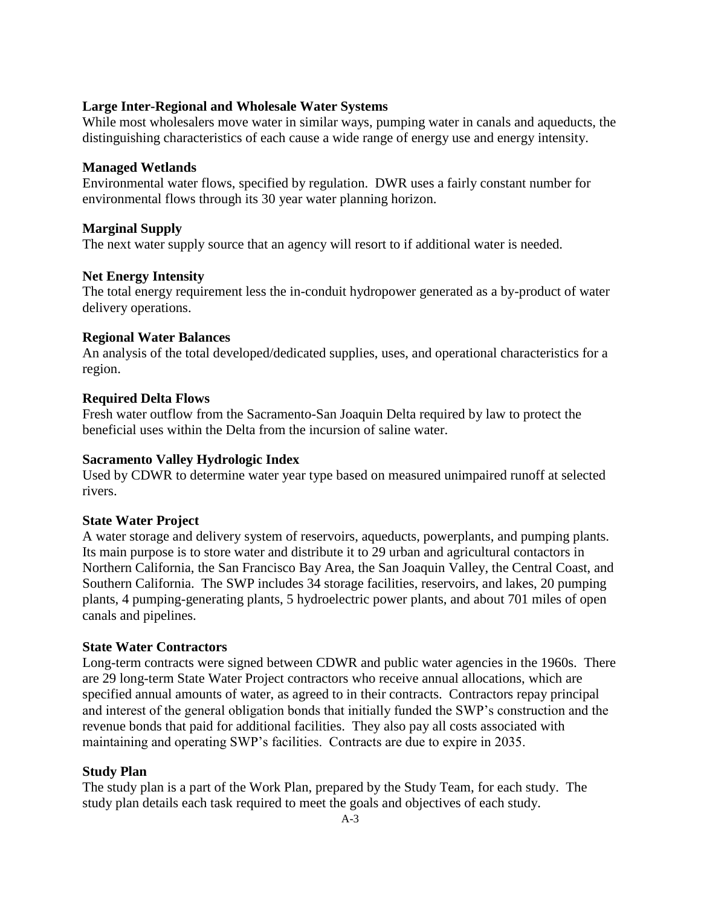**Large Inter-Regional and Wholesale Water Systems**
While most wholesalers move water in similar ways, pumping water in canals and aqueducts, the distinguishing characteristics of each cause a wide range of energy use and energy intensity.

**Managed Wetlands**
Environmental water flows, specified by regulation. DWR uses a fairly constant number for environmental flows through its 30 year water planning horizon.

**Marginal Supply**
The next water supply source that an agency will resort to if additional water is needed.

**Net Energy Intensity**
The total energy requirement less the in-conduit hydropower generated as a by-product of water delivery operations.

**Regional Water Balances**
An analysis of the total developed/dedicated supplies, uses, and operational characteristics for a region.

**Required Delta Flows**
Fresh water outflow from the Sacramento-San Joaquin Delta required by law to protect the beneficial uses within the Delta from the incursion of saline water.

**Sacramento Valley Hydrologic Index**
Used by CDWR to determine water year type based on measured unimpaired runoff at selected rivers.

**State Water Project**
A water storage and delivery system of reservoirs, aqueducts, powerplants, and pumping plants. Its main purpose is to store water and distribute it to 29 urban and agricultural contactors in Northern California, the San Francisco Bay Area, the San Joaquin Valley, the Central Coast, and Southern California. The SWP includes 34 storage facilities, reservoirs, and lakes, 20 pumping plants, 4 pumping-generating plants, 5 hydroelectric power plants, and about 701 miles of open canals and pipelines.

**State Water Contractors**
Long-term contracts were signed between CDWR and public water agencies in the 1960s. There are 29 long-term State Water Project contractors who receive annual allocations, which are specified annual amounts of water, as agreed to in their contracts. Contractors repay principal and interest of the general obligation bonds that initially funded the SWP's construction and the revenue bonds that paid for additional facilities. They also pay all costs associated with maintaining and operating SWP's facilities. Contracts are due to expire in 2035.

**Study Plan**
The study plan is a part of the Work Plan, prepared by the Study Team, for each study. The study plan details each task required to meet the goals and objectives of each study.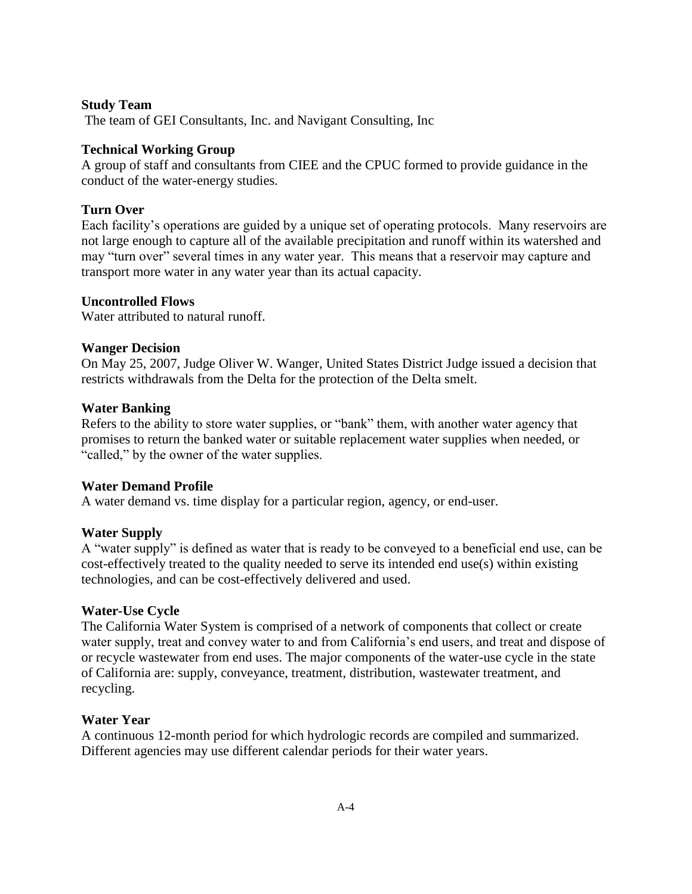**Study Team**
The team of GEI Consultants, Inc. and Navigant Consulting, Inc

**Technical Working Group**
A group of staff and consultants from CIEE and the CPUC formed to provide guidance in the conduct of the water-energy studies.

**Turn Over**
Each facility's operations are guided by a unique set of operating protocols. Many reservoirs are not large enough to capture all of the available precipitation and runoff within its watershed and may "turn over" several times in any water year. This means that a reservoir may capture and transport more water in any water year than its actual capacity.

**Uncontrolled Flows**
Water attributed to natural runoff.

**Wanger Decision**
On May 25, 2007, Judge Oliver W. Wanger, United States District Judge issued a decision that restricts withdrawals from the Delta for the protection of the Delta smelt.

**Water Banking**
Refers to the ability to store water supplies, or "bank" them, with another water agency that promises to return the banked water or suitable replacement water supplies when needed, or "called," by the owner of the water supplies.

**Water Demand Profile**
A water demand vs. time display for a particular region, agency, or end-user.

**Water Supply**
A "water supply" is defined as water that is ready to be conveyed to a beneficial end use, can be cost-effectively treated to the quality needed to serve its intended end use(s) within existing technologies, and can be cost-effectively delivered and used.

**Water-Use Cycle**
The California Water System is comprised of a network of components that collect or create water supply, treat and convey water to and from California's end users, and treat and dispose of or recycle wastewater from end uses. The major components of the water-use cycle in the state of California are: supply, conveyance, treatment, distribution, wastewater treatment, and recycling.

**Water Year**
A continuous 12-month period for which hydrologic records are compiled and summarized. Different agencies may use different calendar periods for their water years.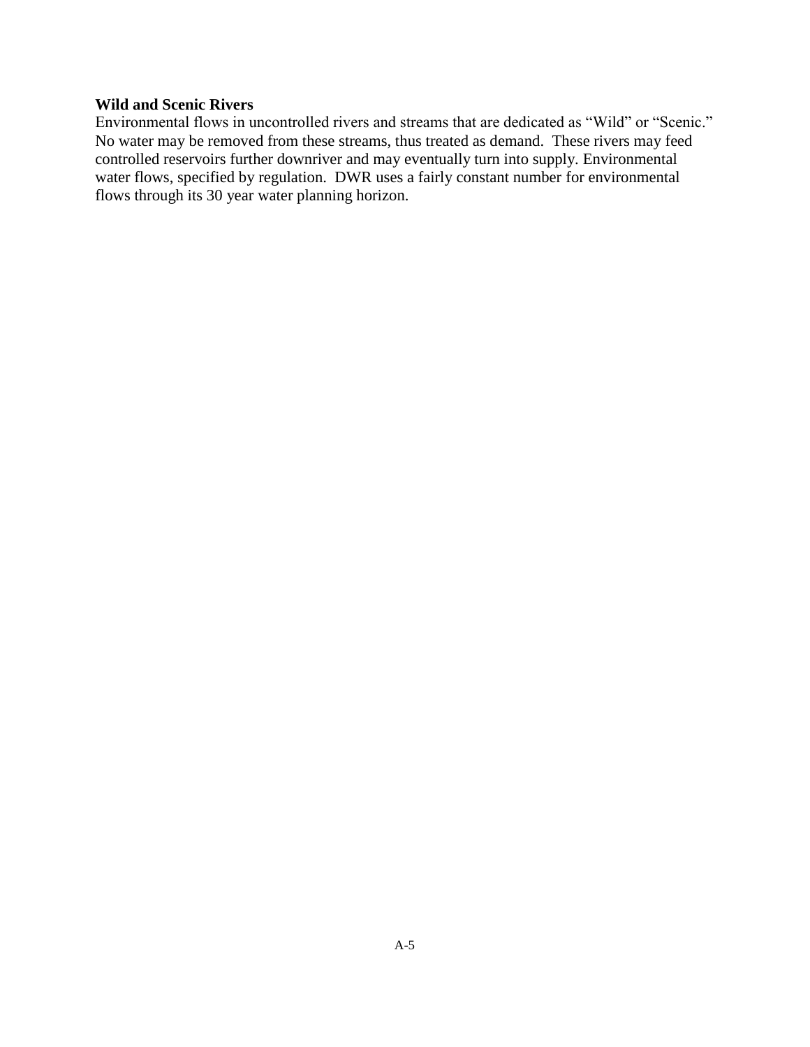**Wild and Scenic Rivers**

Environmental flows in uncontrolled rivers and streams that are dedicated as "Wild" or "Scenic." No water may be removed from these streams, thus treated as demand. These rivers may feed controlled reservoirs further downriver and may eventually turn into supply. Environmental water flows, specified by regulation. DWR uses a fairly constant number for environmental flows through its 30 year water planning horizon.